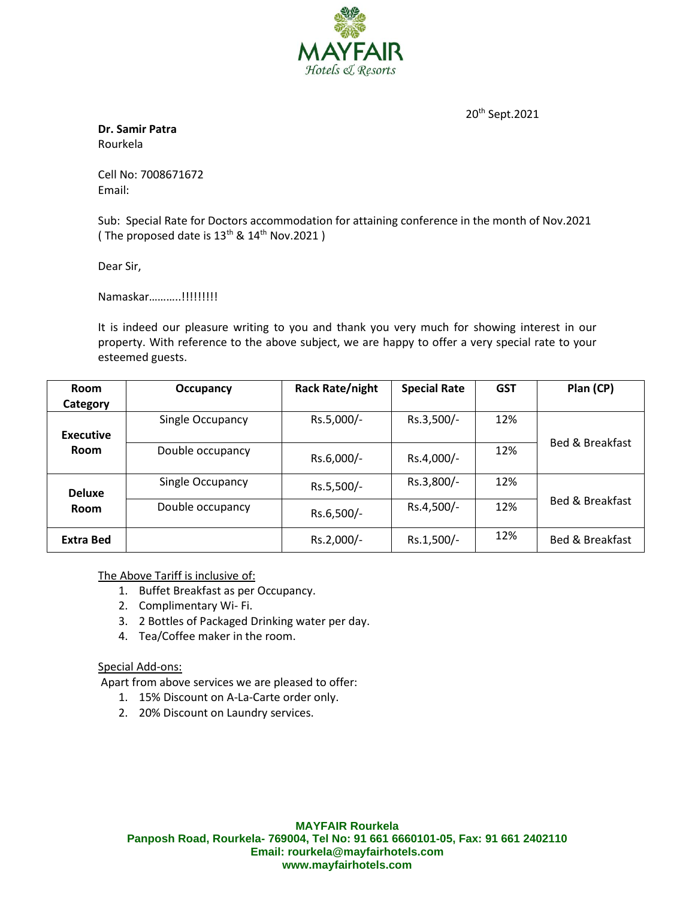MAYFAIR
*Hotels & Resorts*

20th Sept.2021

**Dr. Samir Patra**
Rourkela

Cell No: 7008671672
Email:

Sub: Special Rate for Doctors accommodation for attaining conference in the month of Nov.2021 ( The proposed date is 13th & 14th Nov.2021 )

Dear Sir,

Namaskar………..!!!!!!!!!

It is indeed our pleasure writing to you and thank you very much for showing interest in our property. With reference to the above subject, we are happy to offer a very special rate to your esteemed guests.

| Room Category | Occupancy | Rack Rate/night | Special Rate | GST | Plan (CP) |
|---|---|---|---|---|---|
| **Executive Room** | Single Occupancy | Rs.5,000/- | Rs.3,500/- | 12% | Bed & Breakfast |
| | Double occupancy | Rs.6,000/- | Rs.4,000/- | 12% | |
| **Deluxe Room** | Single Occupancy | Rs.5,500/- | Rs.3,800/- | 12% | Bed & Breakfast |
| | Double occupancy | Rs.6,500/- | Rs.4,500/- | 12% | |
| **Extra Bed** | | Rs.2,000/- | Rs.1,500/- | 12% | Bed & Breakfast |

The Above Tariff is inclusive of:

1. Buffet Breakfast as per Occupancy.
2. Complimentary Wi- Fi.
3. 2 Bottles of Packaged Drinking water per day.
4. Tea/Coffee maker in the room.

Special Add-ons:

Apart from above services we are pleased to offer:

1. 15% Discount on A-La-Carte order only.
2. 20% Discount on Laundry services.

**MAYFAIR Rourkela**
**Panposh Road, Rourkela- 769004, Tel No: 91 661 6660101-05, Fax: 91 661 2402110**
**Email: rourkela@mayfairhotels.com**
**www.mayfairhotels.com**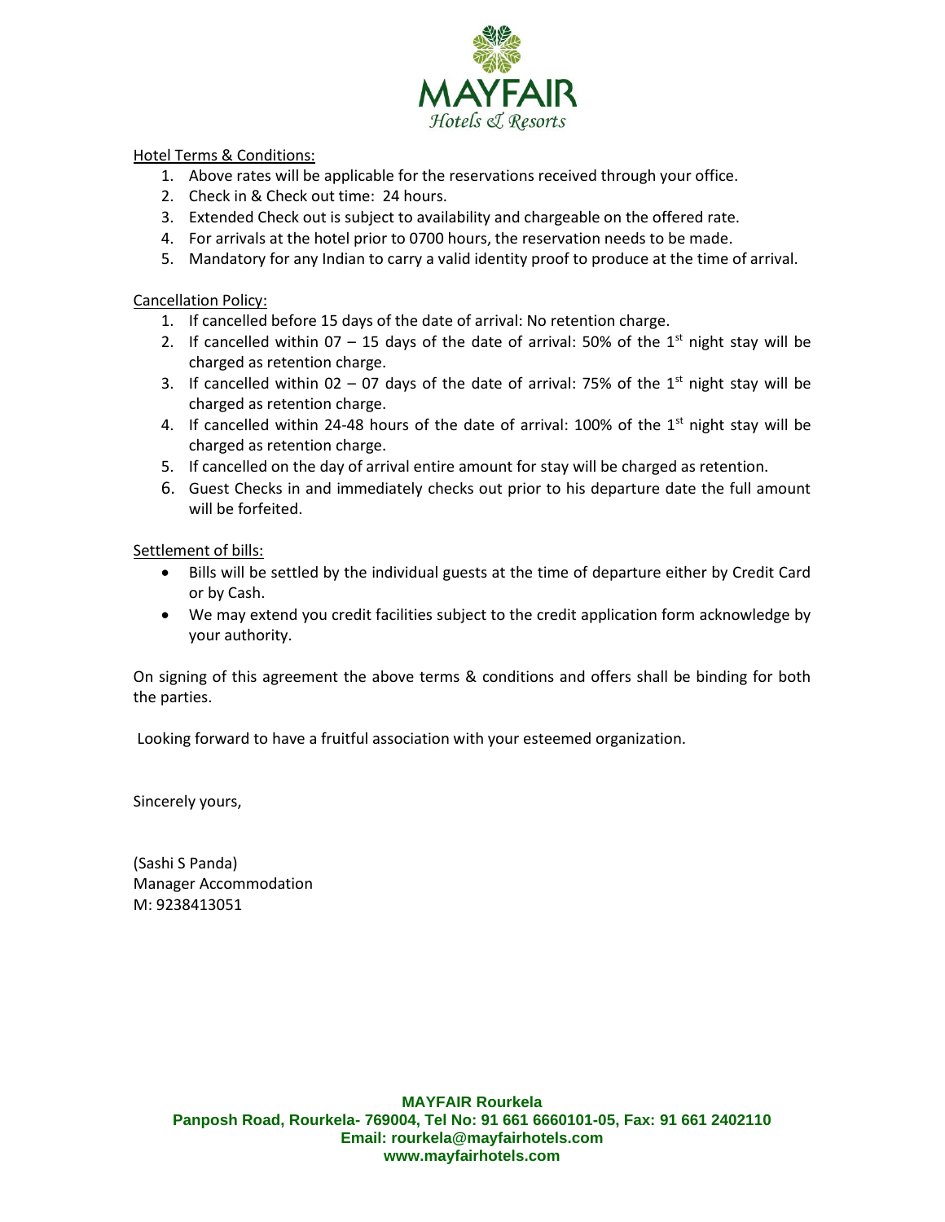MAYFAIR
*Hotels & Resorts*

Hotel Terms & Conditions:

1. Above rates will be applicable for the reservations received through your office.
2. Check in & Check out time: 24 hours.
3. Extended Check out is subject to availability and chargeable on the offered rate.
4. For arrivals at the hotel prior to 0700 hours, the reservation needs to be made.
5. Mandatory for any Indian to carry a valid identity proof to produce at the time of arrival.

Cancellation Policy:

1. If cancelled before 15 days of the date of arrival: No retention charge.
2. If cancelled within 07 – 15 days of the date of arrival: 50% of the 1st night stay will be charged as retention charge.
3. If cancelled within 02 – 07 days of the date of arrival: 75% of the 1st night stay will be charged as retention charge.
4. If cancelled within 24-48 hours of the date of arrival: 100% of the 1st night stay will be charged as retention charge.
5. If cancelled on the day of arrival entire amount for stay will be charged as retention.
6. Guest Checks in and immediately checks out prior to his departure date the full amount will be forfeited.

Settlement of bills:

- Bills will be settled by the individual guests at the time of departure either by Credit Card or by Cash.
- We may extend you credit facilities subject to the credit application form acknowledge by your authority.

On signing of this agreement the above terms & conditions and offers shall be binding for both the parties.

Looking forward to have a fruitful association with your esteemed organization.

Sincerely yours,

(Sashi S Panda)
Manager Accommodation
M: 9238413051

**MAYFAIR Rourkela**
**Panposh Road, Rourkela- 769004, Tel No: 91 661 6660101-05, Fax: 91 661 2402110**
**Email: rourkela@mayfairhotels.com**
**www.mayfairhotels.com**